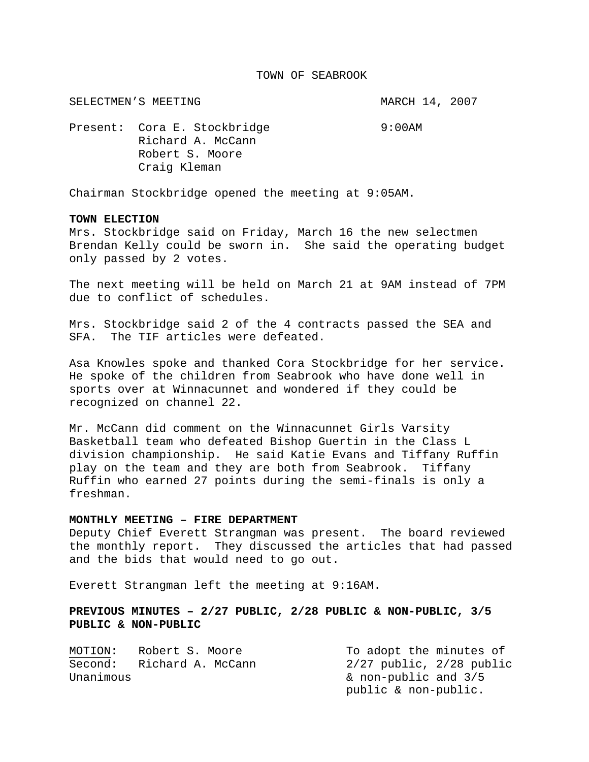# TOWN OF SEABROOK

SELECTMEN'S MEETING MARCH 14, 2007

Present: Cora E. Stockbridge 9:00AM
Richard A. McCann
Robert S. Moore
Craig Kleman

Chairman Stockbridge opened the meeting at 9:05AM.

**TOWN ELECTION**

Mrs. Stockbridge said on Friday, March 16 the new selectmen Brendan Kelly could be sworn in. She said the operating budget only passed by 2 votes.

The next meeting will be held on March 21 at 9AM instead of 7PM due to conflict of schedules.

Mrs. Stockbridge said 2 of the 4 contracts passed the SEA and SFA. The TIF articles were defeated.

Asa Knowles spoke and thanked Cora Stockbridge for her service. He spoke of the children from Seabrook who have done well in sports over at Winnacunnet and wondered if they could be recognized on channel 22.

Mr. McCann did comment on the Winnacunnet Girls Varsity Basketball team who defeated Bishop Guertin in the Class L division championship. He said Katie Evans and Tiffany Ruffin play on the team and they are both from Seabrook. Tiffany Ruffin who earned 27 points during the semi-finals is only a freshman.

**MONTHLY MEETING – FIRE DEPARTMENT**

Deputy Chief Everett Strangman was present. The board reviewed the monthly report. They discussed the articles that had passed and the bids that would need to go out.

Everett Strangman left the meeting at 9:16AM.

**PREVIOUS MINUTES – 2/27 PUBLIC, 2/28 PUBLIC & NON-PUBLIC, 3/5 PUBLIC & NON-PUBLIC**

MOTION: Robert S. Moore
Second: Richard A. McCann
Unanimous

To adopt the minutes of 2/27 public, 2/28 public & non-public and 3/5 public & non-public.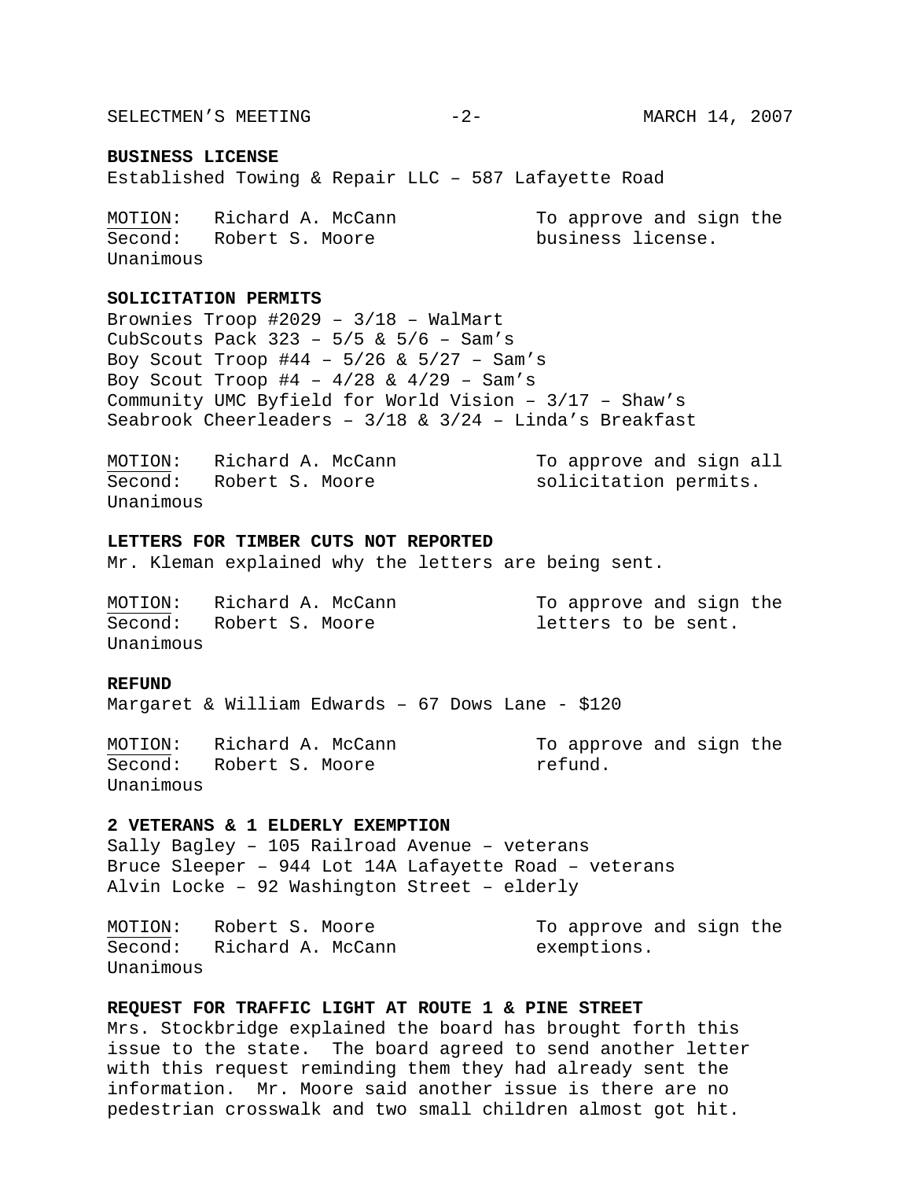**BUSINESS LICENSE**

Established Towing & Repair LLC – 587 Lafayette Road

MOTION: Richard A. McCann — To approve and sign the business license.
Second: Robert S. Moore
Unanimous

**SOLICITATION PERMITS**

Brownies Troop #2029 – 3/18 – WalMart
CubScouts Pack 323 – 5/5 & 5/6 – Sam's
Boy Scout Troop #44 – 5/26 & 5/27 – Sam's
Boy Scout Troop #4 – 4/28 & 4/29 – Sam's
Community UMC Byfield for World Vision – 3/17 – Shaw's
Seabrook Cheerleaders – 3/18 & 3/24 – Linda's Breakfast

MOTION: Richard A. McCann — To approve and sign all solicitation permits.
Second: Robert S. Moore
Unanimous

**LETTERS FOR TIMBER CUTS NOT REPORTED**

Mr. Kleman explained why the letters are being sent.

MOTION: Richard A. McCann — To approve and sign the letters to be sent.
Second: Robert S. Moore
Unanimous

**REFUND**

Margaret & William Edwards – 67 Dows Lane - $120

MOTION: Richard A. McCann — To approve and sign the refund.
Second: Robert S. Moore
Unanimous

**2 VETERANS & 1 ELDERLY EXEMPTION**

Sally Bagley – 105 Railroad Avenue – veterans
Bruce Sleeper – 944 Lot 14A Lafayette Road – veterans
Alvin Locke – 92 Washington Street – elderly

MOTION: Robert S. Moore — To approve and sign the exemptions.
Second: Richard A. McCann
Unanimous

**REQUEST FOR TRAFFIC LIGHT AT ROUTE 1 & PINE STREET**

Mrs. Stockbridge explained the board has brought forth this issue to the state. The board agreed to send another letter with this request reminding them they had already sent the information. Mr. Moore said another issue is there are no pedestrian crosswalk and two small children almost got hit.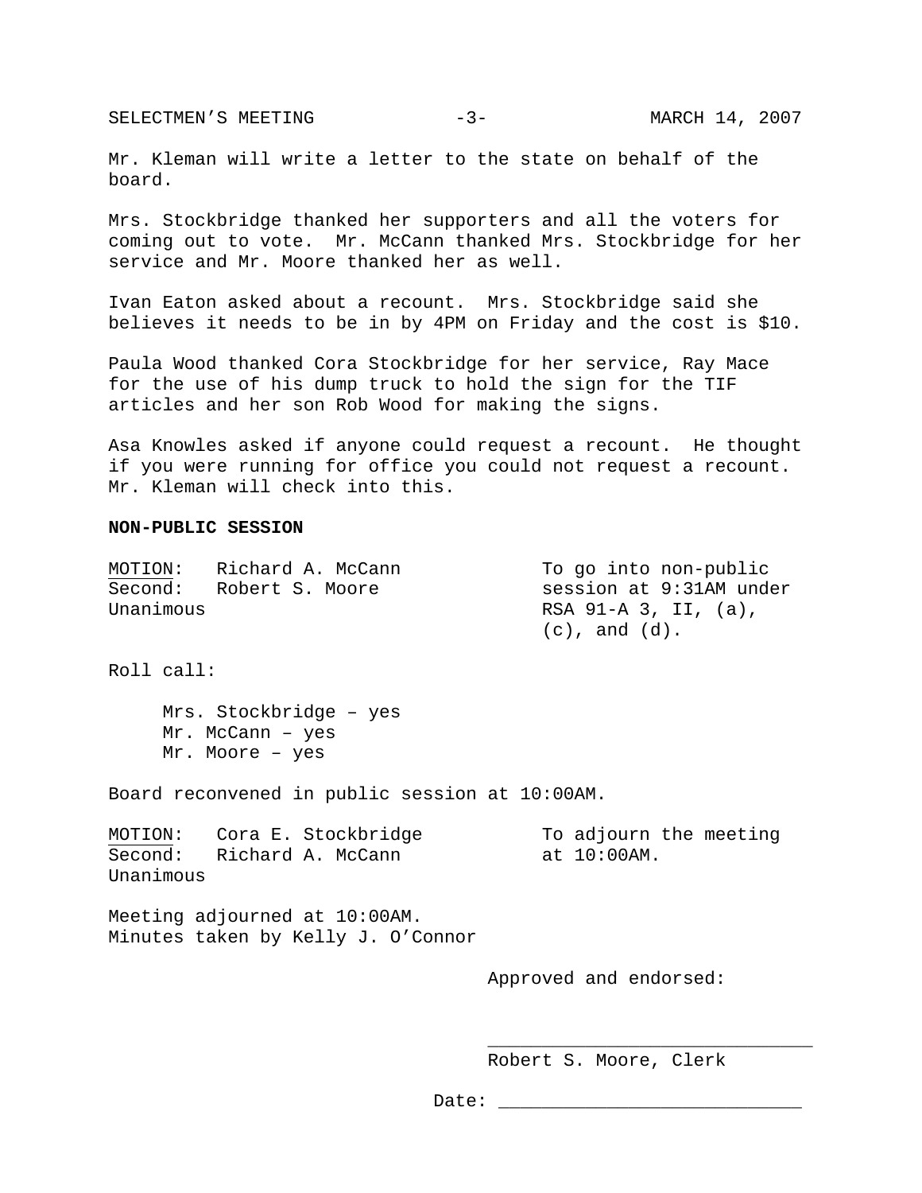Mr. Kleman will write a letter to the state on behalf of the board.

Mrs. Stockbridge thanked her supporters and all the voters for coming out to vote. Mr. McCann thanked Mrs. Stockbridge for her service and Mr. Moore thanked her as well.

Ivan Eaton asked about a recount. Mrs. Stockbridge said she believes it needs to be in by 4PM on Friday and the cost is $10.

Paula Wood thanked Cora Stockbridge for her service, Ray Mace for the use of his dump truck to hold the sign for the TIF articles and her son Rob Wood for making the signs.

Asa Knowles asked if anyone could request a recount. He thought if you were running for office you could not request a recount. Mr. Kleman will check into this.

**NON-PUBLIC SESSION**

MOTION: Richard A. McCann
Second: Robert S. Moore
Unanimous

To go into non-public session at 9:31AM under RSA 91-A 3, II, (a), (c), and (d).

Roll call:

Mrs. Stockbridge – yes
Mr. McCann – yes
Mr. Moore – yes

Board reconvened in public session at 10:00AM.

MOTION: Cora E. Stockbridge
Second: Richard A. McCann
Unanimous

To adjourn the meeting at 10:00AM.

Meeting adjourned at 10:00AM.
Minutes taken by Kelly J. O'Connor

Approved and endorsed:

\_\_\_\_\_\_\_\_\_\_\_\_\_\_\_\_\_\_\_\_\_\_\_\_\_\_\_\_\_\_
Robert S. Moore, Clerk

Date: \_\_\_\_\_\_\_\_\_\_\_\_\_\_\_\_\_\_\_\_\_\_\_\_\_\_\_\_